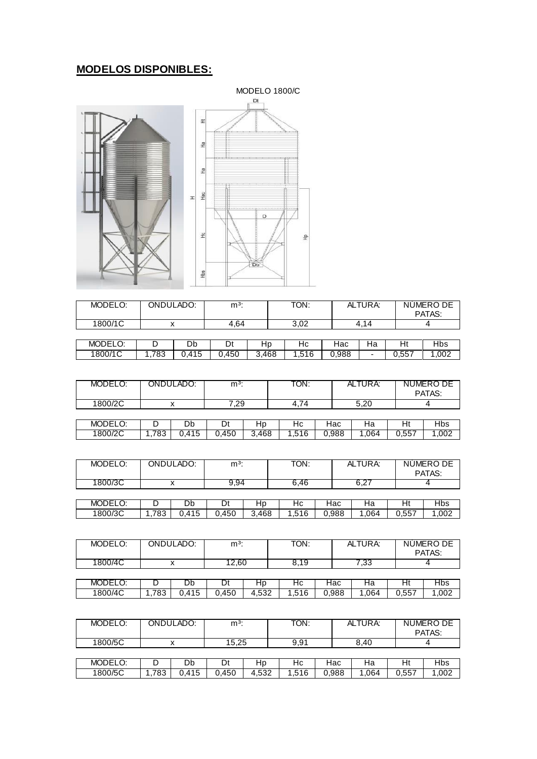## MODELOS DISPONIBLES:

MODELO 1800/C

| MODELO: | ONDULADO: | m³: | TON: | ALTURA: | NÚMERO DE PATAS: |
|---|---|---|---|---|---|
| 1800/1C | x | 4,64 | 3,02 | 4,14 | 4 |

| MODELO: | D | Db | Dt | Hp | Hc | Hac | Ha | Ht | Hbs |
|---|---|---|---|---|---|---|---|---|---|
| 1800/1C | 1,783 | 0,415 | 0,450 | 3,468 | 1,516 | 0,988 | - | 0,557 | 1,002 |

| MODELO: | ONDULADO: | m³: | TON: | ALTURA: | NÚMERO DE PATAS: |
|---|---|---|---|---|---|
| 1800/2C | x | 7,29 | 4,74 | 5,20 | 4 |

| MODELO: | D | Db | Dt | Hp | Hc | Hac | Ha | Ht | Hbs |
|---|---|---|---|---|---|---|---|---|---|
| 1800/2C | 1,783 | 0,415 | 0,450 | 3,468 | 1,516 | 0,988 | 1,064 | 0,557 | 1,002 |

| MODELO: | ONDULADO: | m³: | TON: | ALTURA: | NÚMERO DE PATAS: |
|---|---|---|---|---|---|
| 1800/3C | x | 9,94 | 6,46 | 6,27 | 4 |

| MODELO: | D | Db | Dt | Hp | Hc | Hac | Ha | Ht | Hbs |
|---|---|---|---|---|---|---|---|---|---|
| 1800/3C | 1,783 | 0,415 | 0,450 | 3,468 | 1,516 | 0,988 | 1,064 | 0,557 | 1,002 |

| MODELO: | ONDULADO: | m³: | TON: | ALTURA: | NÚMERO DE PATAS: |
|---|---|---|---|---|---|
| 1800/4C | x | 12,60 | 8,19 | 7,33 | 4 |

| MODELO: | D | Db | Dt | Hp | Hc | Hac | Ha | Ht | Hbs |
|---|---|---|---|---|---|---|---|---|---|
| 1800/4C | 1,783 | 0,415 | 0,450 | 4,532 | 1,516 | 0,988 | 1,064 | 0,557 | 1,002 |

| MODELO: | ONDULADO: | m³: | TON: | ALTURA: | NÚMERO DE PATAS: |
|---|---|---|---|---|---|
| 1800/5C | x | 15,25 | 9,91 | 8,40 | 4 |

| MODELO: | D | Db | Dt | Hp | Hc | Hac | Ha | Ht | Hbs |
|---|---|---|---|---|---|---|---|---|---|
| 1800/5C | 1,783 | 0,415 | 0,450 | 4,532 | 1,516 | 0,988 | 1,064 | 0,557 | 1,002 |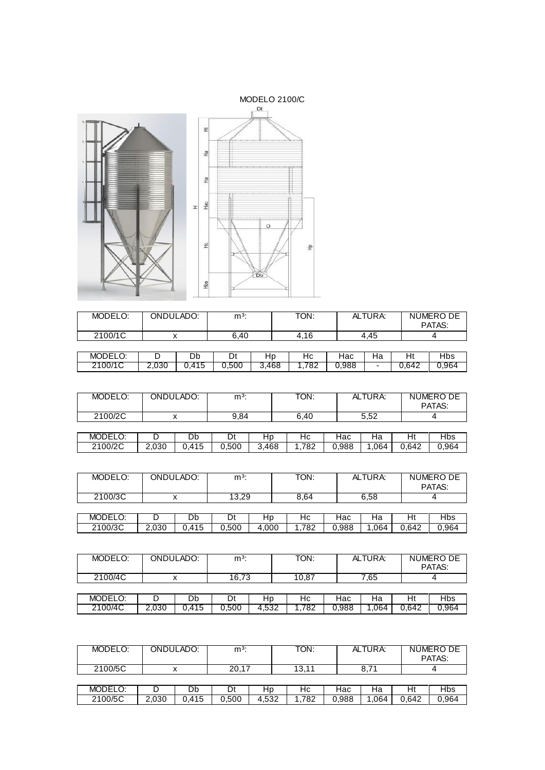MODELO 2100/C

| MODELO: | ONDULADO: | m³: | TON: | ALTURA: | NÚMERO DE PATAS: |
|---|---|---|---|---|---|
| 2100/1C | x | 6,40 | 4,16 | 4,45 | 4 |

| MODELO: | D | Db | Dt | Hp | Hc | Hac | Ha | Ht | Hbs |
|---|---|---|---|---|---|---|---|---|---|
| 2100/1C | 2,030 | 0,415 | 0,500 | 3,468 | 1,782 | 0,988 | - | 0,642 | 0,964 |

| MODELO: | ONDULADO: | m³: | TON: | ALTURA: | NÚMERO DE PATAS: |
|---|---|---|---|---|---|
| 2100/2C | x | 9,84 | 6,40 | 5,52 | 4 |

| MODELO: | D | Db | Dt | Hp | Hc | Hac | Ha | Ht | Hbs |
|---|---|---|---|---|---|---|---|---|---|
| 2100/2C | 2,030 | 0,415 | 0,500 | 3,468 | 1,782 | 0,988 | 1,064 | 0,642 | 0,964 |

| MODELO: | ONDULADO: | m³: | TON: | ALTURA: | NÚMERO DE PATAS: |
|---|---|---|---|---|---|
| 2100/3C | x | 13,29 | 8,64 | 6,58 | 4 |

| MODELO: | D | Db | Dt | Hp | Hc | Hac | Ha | Ht | Hbs |
|---|---|---|---|---|---|---|---|---|---|
| 2100/3C | 2,030 | 0,415 | 0,500 | 4,000 | 1,782 | 0,988 | 1,064 | 0,642 | 0,964 |

| MODELO: | ONDULADO: | m³: | TON: | ALTURA: | NÚMERO DE PATAS: |
|---|---|---|---|---|---|
| 2100/4C | x | 16,73 | 10,87 | 7,65 | 4 |

| MODELO: | D | Db | Dt | Hp | Hc | Hac | Ha | Ht | Hbs |
|---|---|---|---|---|---|---|---|---|---|
| 2100/4C | 2,030 | 0,415 | 0,500 | 4,532 | 1,782 | 0,988 | 1,064 | 0,642 | 0,964 |

| MODELO: | ONDULADO: | m³: | TON: | ALTURA: | NÚMERO DE PATAS: |
|---|---|---|---|---|---|
| 2100/5C | x | 20,17 | 13,11 | 8,71 | 4 |

| MODELO: | D | Db | Dt | Hp | Hc | Hac | Ha | Ht | Hbs |
|---|---|---|---|---|---|---|---|---|---|
| 2100/5C | 2,030 | 0,415 | 0,500 | 4,532 | 1,782 | 0,988 | 1,064 | 0,642 | 0,964 |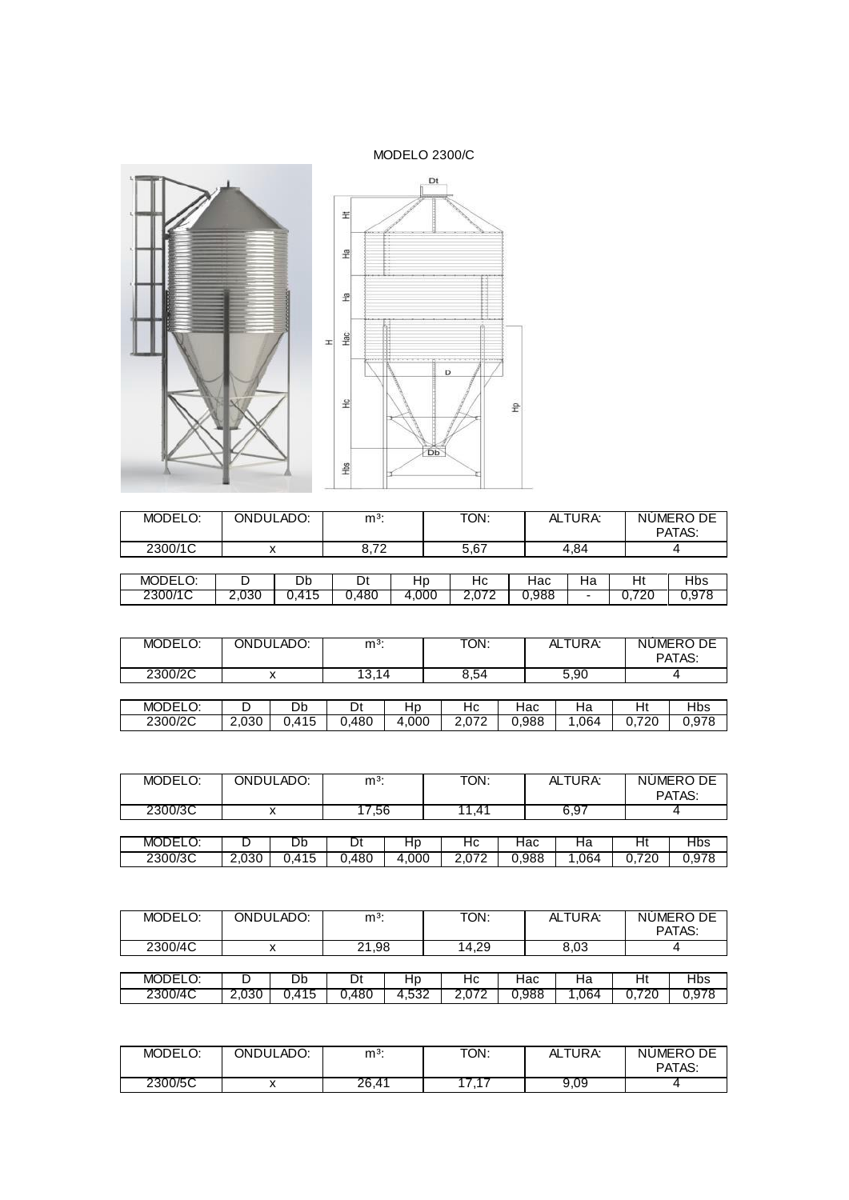MODELO 2300/C

| MODELO: | ONDULADO: | m³: | TON: | ALTURA: | NÚMERO DE PATAS: |
|---|---|---|---|---|---|
| 2300/1C | x | 8,72 | 5,67 | 4,84 | 4 |

| MODELO: | D | Db | Dt | Hp | Hc | Hac | Ha | Ht | Hbs |
|---|---|---|---|---|---|---|---|---|---|
| 2300/1C | 2,030 | 0,415 | 0,480 | 4,000 | 2,072 | 0,988 | - | 0,720 | 0,978 |

| MODELO: | ONDULADO: | m³: | TON: | ALTURA: | NÚMERO DE PATAS: |
|---|---|---|---|---|---|
| 2300/2C | x | 13,14 | 8,54 | 5,90 | 4 |

| MODELO: | D | Db | Dt | Hp | Hc | Hac | Ha | Ht | Hbs |
|---|---|---|---|---|---|---|---|---|---|
| 2300/2C | 2,030 | 0,415 | 0,480 | 4,000 | 2,072 | 0,988 | 1,064 | 0,720 | 0,978 |

| MODELO: | ONDULADO: | m³: | TON: | ALTURA: | NÚMERO DE PATAS: |
|---|---|---|---|---|---|
| 2300/3C | x | 17,56 | 11,41 | 6,97 | 4 |

| MODELO: | D | Db | Dt | Hp | Hc | Hac | Ha | Ht | Hbs |
|---|---|---|---|---|---|---|---|---|---|
| 2300/3C | 2,030 | 0,415 | 0,480 | 4,000 | 2,072 | 0,988 | 1,064 | 0,720 | 0,978 |

| MODELO: | ONDULADO: | m³: | TON: | ALTURA: | NÚMERO DE PATAS: |
|---|---|---|---|---|---|
| 2300/4C | x | 21,98 | 14,29 | 8,03 | 4 |

| MODELO: | D | Db | Dt | Hp | Hc | Hac | Ha | Ht | Hbs |
|---|---|---|---|---|---|---|---|---|---|
| 2300/4C | 2,030 | 0,415 | 0,480 | 4,532 | 2,072 | 0,988 | 1,064 | 0,720 | 0,978 |

| MODELO: | ONDULADO: | m³: | TON: | ALTURA: | NÚMERO DE PATAS: |
|---|---|---|---|---|---|
| 2300/5C | x | 26,41 | 17,17 | 9,09 | 4 |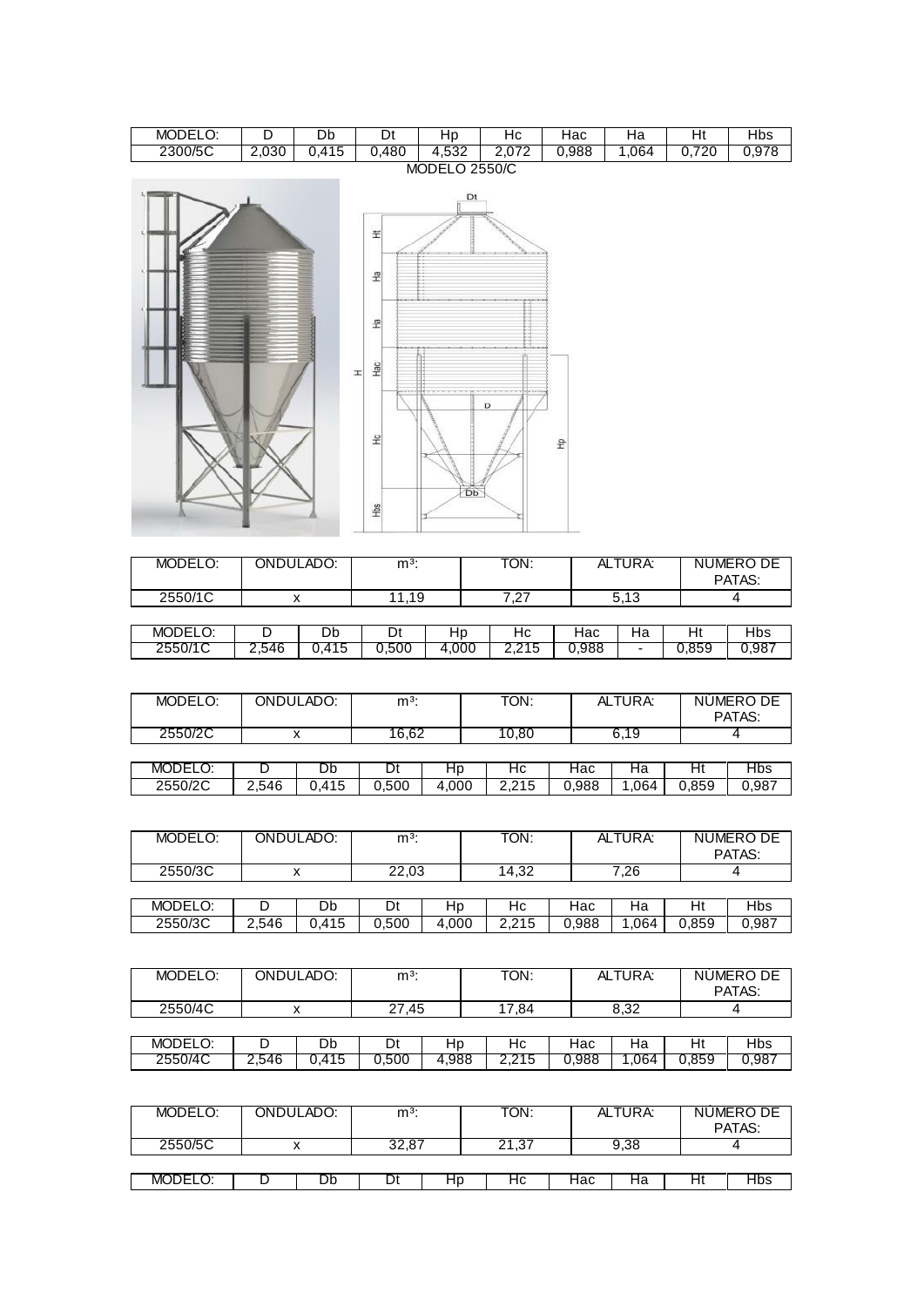| MODELO: | D | Db | Dt | Hp | Hc | Hac | Ha | Ht | Hbs |
|---|---|---|---|---|---|---|---|---|---|
| 2300/5C | 2,030 | 0,415 | 0,480 | 4,532 | 2,072 | 0,988 | 1,064 | 0,720 | 0,978 |

MODELO 2550/C

| MODELO: | ONDULADO: | m³: | TON: | ALTURA: | NÚMERO DE PATAS: |
|---|---|---|---|---|---|
| 2550/1C | x | 11,19 | 7,27 | 5,13 | 4 |

| MODELO: | D | Db | Dt | Hp | Hc | Hac | Ha | Ht | Hbs |
|---|---|---|---|---|---|---|---|---|---|
| 2550/1C | 2,546 | 0,415 | 0,500 | 4,000 | 2,215 | 0,988 | - | 0,859 | 0,987 |

| MODELO: | ONDULADO: | m³: | TON: | ALTURA: | NÚMERO DE PATAS: |
|---|---|---|---|---|---|
| 2550/2C | x | 16,62 | 10,80 | 6,19 | 4 |

| MODELO: | D | Db | Dt | Hp | Hc | Hac | Ha | Ht | Hbs |
|---|---|---|---|---|---|---|---|---|---|
| 2550/2C | 2,546 | 0,415 | 0,500 | 4,000 | 2,215 | 0,988 | 1,064 | 0,859 | 0,987 |

| MODELO: | ONDULADO: | m³: | TON: | ALTURA: | NÚMERO DE PATAS: |
|---|---|---|---|---|---|
| 2550/3C | x | 22,03 | 14,32 | 7,26 | 4 |

| MODELO: | D | Db | Dt | Hp | Hc | Hac | Ha | Ht | Hbs |
|---|---|---|---|---|---|---|---|---|---|
| 2550/3C | 2,546 | 0,415 | 0,500 | 4,000 | 2,215 | 0,988 | 1,064 | 0,859 | 0,987 |

| MODELO: | ONDULADO: | m³: | TON: | ALTURA: | NÚMERO DE PATAS: |
|---|---|---|---|---|---|
| 2550/4C | x | 27,45 | 17,84 | 8,32 | 4 |

| MODELO: | D | Db | Dt | Hp | Hc | Hac | Ha | Ht | Hbs |
|---|---|---|---|---|---|---|---|---|---|
| 2550/4C | 2,546 | 0,415 | 0,500 | 4,988 | 2,215 | 0,988 | 1,064 | 0,859 | 0,987 |

| MODELO: | ONDULADO: | m³: | TON: | ALTURA: | NÚMERO DE PATAS: |
|---|---|---|---|---|---|
| 2550/5C | x | 32,87 | 21,37 | 9,38 | 4 |

| MODELO: | D | Db | Dt | Hp | Hc | Hac | Ha | Ht | Hbs |
|---|---|---|---|---|---|---|---|---|---|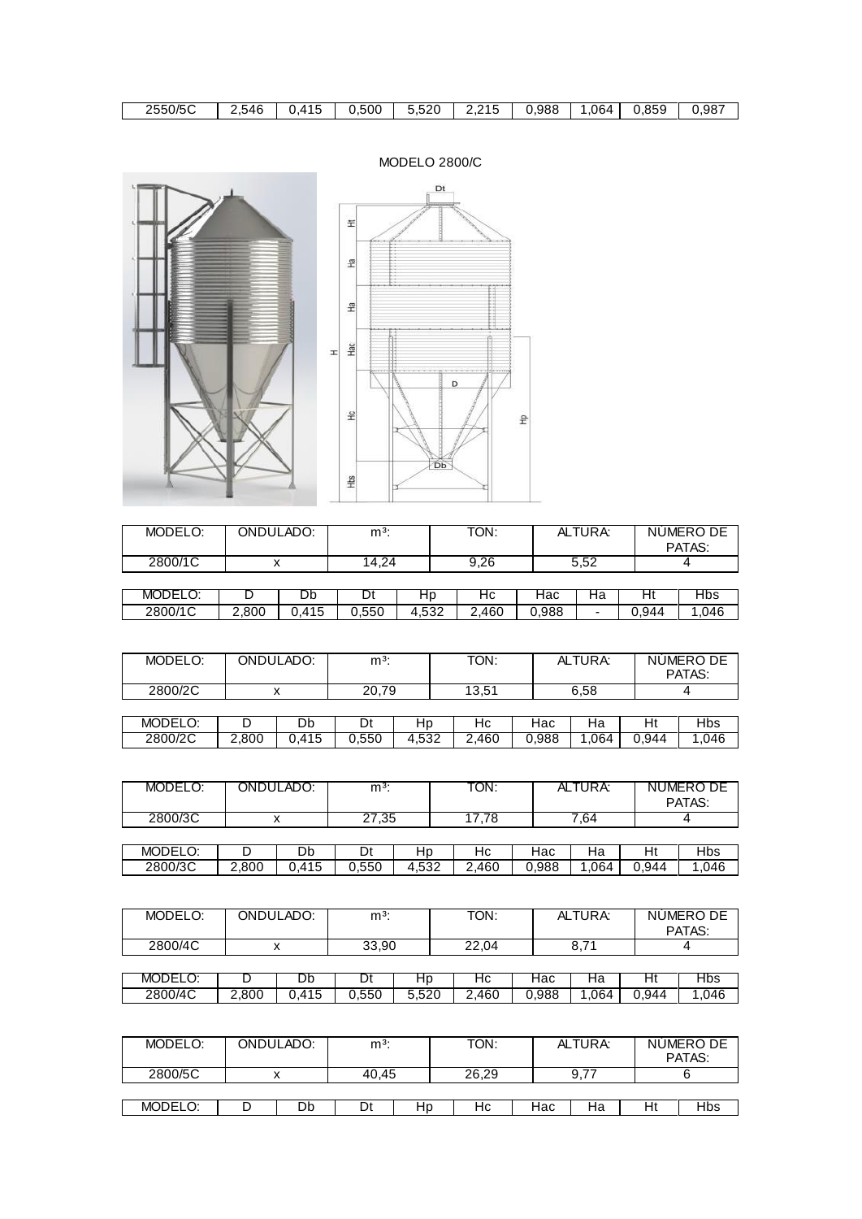| 2550/5C | 2,546 | 0,415 | 0,500 | 5,520 | 2,215 | 0,988 | 1,064 | 0,859 | 0,987 |
|---|---|---|---|---|---|---|---|---|---|

MODELO 2800/C

| MODELO: | ONDULADO: | m³: | TON: | ALTURA: | NÚMERO DE PATAS: |
|---|---|---|---|---|---|
| 2800/1C | x | 14,24 | 9,26 | 5,52 | 4 |

| MODELO: | D | Db | Dt | Hp | Hc | Hac | Ha | Ht | Hbs |
|---|---|---|---|---|---|---|---|---|---|
| 2800/1C | 2,800 | 0,415 | 0,550 | 4,532 | 2,460 | 0,988 | - | 0,944 | 1,046 |

| MODELO: | ONDULADO: | m³: | TON: | ALTURA: | NÚMERO DE PATAS: |
|---|---|---|---|---|---|
| 2800/2C | x | 20,79 | 13,51 | 6,58 | 4 |

| MODELO: | D | Db | Dt | Hp | Hc | Hac | Ha | Ht | Hbs |
|---|---|---|---|---|---|---|---|---|---|
| 2800/2C | 2,800 | 0,415 | 0,550 | 4,532 | 2,460 | 0,988 | 1,064 | 0,944 | 1,046 |

| MODELO: | ONDULADO: | m³: | TON: | ALTURA: | NÚMERO DE PATAS: |
|---|---|---|---|---|---|
| 2800/3C | x | 27,35 | 17,78 | 7,64 | 4 |

| MODELO: | D | Db | Dt | Hp | Hc | Hac | Ha | Ht | Hbs |
|---|---|---|---|---|---|---|---|---|---|
| 2800/3C | 2,800 | 0,415 | 0,550 | 4,532 | 2,460 | 0,988 | 1,064 | 0,944 | 1,046 |

| MODELO: | ONDULADO: | m³: | TON: | ALTURA: | NÚMERO DE PATAS: |
|---|---|---|---|---|---|
| 2800/4C | x | 33,90 | 22,04 | 8,71 | 4 |

| MODELO: | D | Db | Dt | Hp | Hc | Hac | Ha | Ht | Hbs |
|---|---|---|---|---|---|---|---|---|---|
| 2800/4C | 2,800 | 0,415 | 0,550 | 5,520 | 2,460 | 0,988 | 1,064 | 0,944 | 1,046 |

| MODELO: | ONDULADO: | m³: | TON: | ALTURA: | NÚMERO DE PATAS: |
|---|---|---|---|---|---|
| 2800/5C | x | 40,45 | 26,29 | 9,77 | 6 |

| MODELO: | D | Db | Dt | Hp | Hc | Hac | Ha | Ht | Hbs |
|---|---|---|---|---|---|---|---|---|---|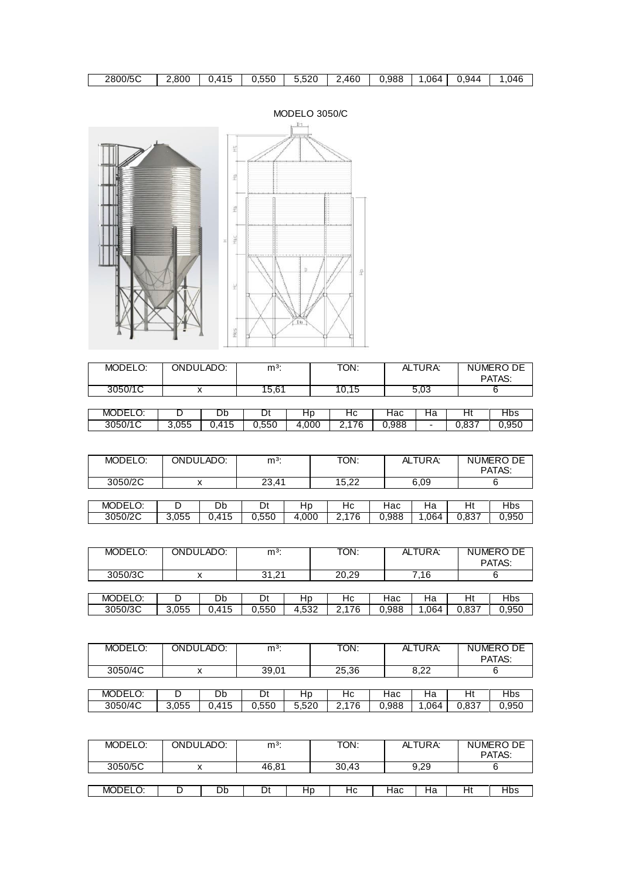| | | | | | | | | | |
|---|---|---|---|---|---|---|---|---|---|
| 2800/5C | 2,800 | 0,415 | 0,550 | 5,520 | 2,460 | 0,988 | 1,064 | 0,944 | 1,046 |

MODELO 3050/C

| MODELO: | ONDULADO: | m³: | TON: | ALTURA: | NÚMERO DE PATAS: |
|---|---|---|---|---|---|
| 3050/1C | x | 15,61 | 10,15 | 5,03 | 6 |

| MODELO: | D | Db | Dt | Hp | Hc | Hac | Ha | Ht | Hbs |
|---|---|---|---|---|---|---|---|---|---|
| 3050/1C | 3,055 | 0,415 | 0,550 | 4,000 | 2,176 | 0,988 | - | 0,837 | 0,950 |

| MODELO: | ONDULADO: | m³: | TON: | ALTURA: | NÚMERO DE PATAS: |
|---|---|---|---|---|---|
| 3050/2C | x | 23,41 | 15,22 | 6,09 | 6 |

| MODELO: | D | Db | Dt | Hp | Hc | Hac | Ha | Ht | Hbs |
|---|---|---|---|---|---|---|---|---|---|
| 3050/2C | 3,055 | 0,415 | 0,550 | 4,000 | 2,176 | 0,988 | 1,064 | 0,837 | 0,950 |

| MODELO: | ONDULADO: | m³: | TON: | ALTURA: | NÚMERO DE PATAS: |
|---|---|---|---|---|---|
| 3050/3C | x | 31,21 | 20,29 | 7,16 | 6 |

| MODELO: | D | Db | Dt | Hp | Hc | Hac | Ha | Ht | Hbs |
|---|---|---|---|---|---|---|---|---|---|
| 3050/3C | 3,055 | 0,415 | 0,550 | 4,532 | 2,176 | 0,988 | 1,064 | 0,837 | 0,950 |

| MODELO: | ONDULADO: | m³: | TON: | ALTURA: | NÚMERO DE PATAS: |
|---|---|---|---|---|---|
| 3050/4C | x | 39,01 | 25,36 | 8,22 | 6 |

| MODELO: | D | Db | Dt | Hp | Hc | Hac | Ha | Ht | Hbs |
|---|---|---|---|---|---|---|---|---|---|
| 3050/4C | 3,055 | 0,415 | 0,550 | 5,520 | 2,176 | 0,988 | 1,064 | 0,837 | 0,950 |

| MODELO: | ONDULADO: | m³: | TON: | ALTURA: | NÚMERO DE PATAS: |
|---|---|---|---|---|---|
| 3050/5C | x | 46,81 | 30,43 | 9,29 | 6 |

| MODELO: | D | Db | Dt | Hp | Hc | Hac | Ha | Ht | Hbs |
|---|---|---|---|---|---|---|---|---|---|